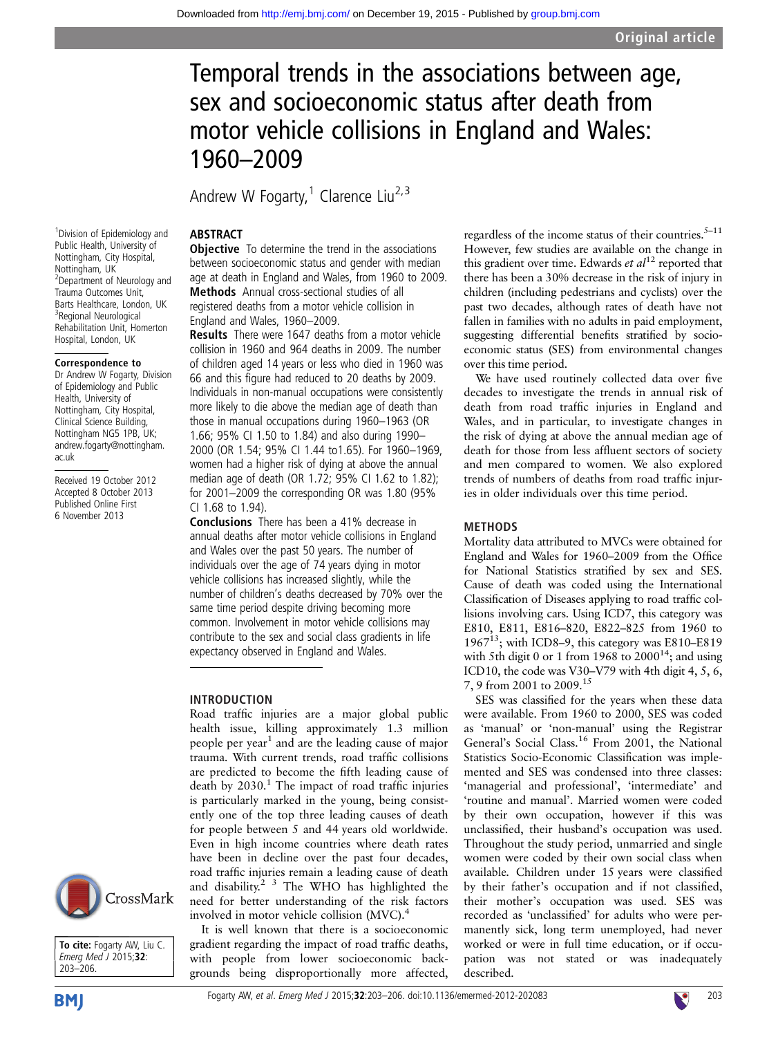# Temporal trends in the associations between age, sex and socioeconomic status after death from motor vehicle collisions in England and Wales: 1960–2009

Andrew W Fogarty,[1] Clarence Liu[2,3]

[1]Division of Epidemiology and Public Health, University of Nottingham, City Hospital, Nottingham, UK
[2]Department of Neurology and Trauma Outcomes Unit, Barts Healthcare, London, UK
[3]Regional Neurological Rehabilitation Unit, Homerton Hospital, London, UK

**Correspondence to**
Dr Andrew W Fogarty, Division of Epidemiology and Public Health, University of Nottingham, City Hospital, Clinical Science Building, Nottingham NG5 1PB, UK; andrew.fogarty@nottingham.ac.uk

Received 19 October 2012
Accepted 8 October 2013
Published Online First 6 November 2013

## ABSTRACT

**Objective** To determine the trend in the associations between socioeconomic status and gender with median age at death in England and Wales, from 1960 to 2009.

**Methods** Annual cross-sectional studies of all registered deaths from a motor vehicle collision in England and Wales, 1960–2009.

**Results** There were 1647 deaths from a motor vehicle collision in 1960 and 964 deaths in 2009. The number of children aged 14 years or less who died in 1960 was 66 and this figure had reduced to 20 deaths by 2009. Individuals in non-manual occupations were consistently more likely to die above the median age of death than those in manual occupations during 1960–1963 (OR 1.66; 95% CI 1.50 to 1.84) and also during 1990–2000 (OR 1.54; 95% CI 1.44 to1.65). For 1960–1969, women had a higher risk of dying at above the annual median age of death (OR 1.72; 95% CI 1.62 to 1.82); for 2001–2009 the corresponding OR was 1.80 (95% CI 1.68 to 1.94).

**Conclusions** There has been a 41% decrease in annual deaths after motor vehicle collisions in England and Wales over the past 50 years. The number of individuals over the age of 74 years dying in motor vehicle collisions has increased slightly, while the number of children's deaths decreased by 70% over the same time period despite driving becoming more common. Involvement in motor vehicle collisions may contribute to the sex and social class gradients in life expectancy observed in England and Wales.

**To cite:** Fogarty AW, Liu C. *Emerg Med J* 2015;**32**: 203–206.

## INTRODUCTION

Road traffic injuries are a major global public health issue, killing approximately 1.3 million people per year[1] and are the leading cause of major trauma. With current trends, road traffic collisions are predicted to become the fifth leading cause of death by 2030.[1] The impact of road traffic injuries is particularly marked in the young, being consistently one of the top three leading causes of death for people between 5 and 44 years old worldwide. Even in high income countries where death rates have been in decline over the past four decades, road traffic injuries remain a leading cause of death and disability.[2 3] The WHO has highlighted the need for better understanding of the risk factors involved in motor vehicle collision (MVC).[4]

It is well known that there is a socioeconomic gradient regarding the impact of road traffic deaths, with people from lower socioeconomic backgrounds being disproportionally more affected, regardless of the income status of their countries.[5–11] However, few studies are available on the change in this gradient over time. Edwards *et al*[12] reported that there has been a 30% decrease in the risk of injury in children (including pedestrians and cyclists) over the past two decades, although rates of death have not fallen in families with no adults in paid employment, suggesting differential benefits stratified by socioeconomic status (SES) from environmental changes over this time period.

We have used routinely collected data over five decades to investigate the trends in annual risk of death from road traffic injuries in England and Wales, and in particular, to investigate changes in the risk of dying at above the annual median age of death for those from less affluent sectors of society and men compared to women. We also explored trends of numbers of deaths from road traffic injuries in older individuals over this time period.

## METHODS

Mortality data attributed to MVCs were obtained for England and Wales for 1960–2009 from the Office for National Statistics stratified by sex and SES. Cause of death was coded using the International Classification of Diseases applying to road traffic collisions involving cars. Using ICD7, this category was E810, E811, E816–820, E822–825 from 1960 to 1967[13]; with ICD8–9, this category was E810–E819 with 5th digit 0 or 1 from 1968 to 2000[14]; and using ICD10, the code was V30–V79 with 4th digit 4, 5, 6, 7, 9 from 2001 to 2009.[15]

SES was classified for the years when these data were available. From 1960 to 2000, SES was coded as 'manual' or 'non-manual' using the Registrar General's Social Class.[16] From 2001, the National Statistics Socio-Economic Classification was implemented and SES was condensed into three classes: 'managerial and professional', 'intermediate' and 'routine and manual'. Married women were coded by their own occupation, however if this was unclassified, their husband's occupation was used. Throughout the study period, unmarried and single women were coded by their own social class when available. Children under 15 years were classified by their father's occupation and if not classified, their mother's occupation was used. SES was recorded as 'unclassified' for adults who were permanently sick, long term unemployed, had never worked or were in full time education, or if occupation was not stated or was inadequately described.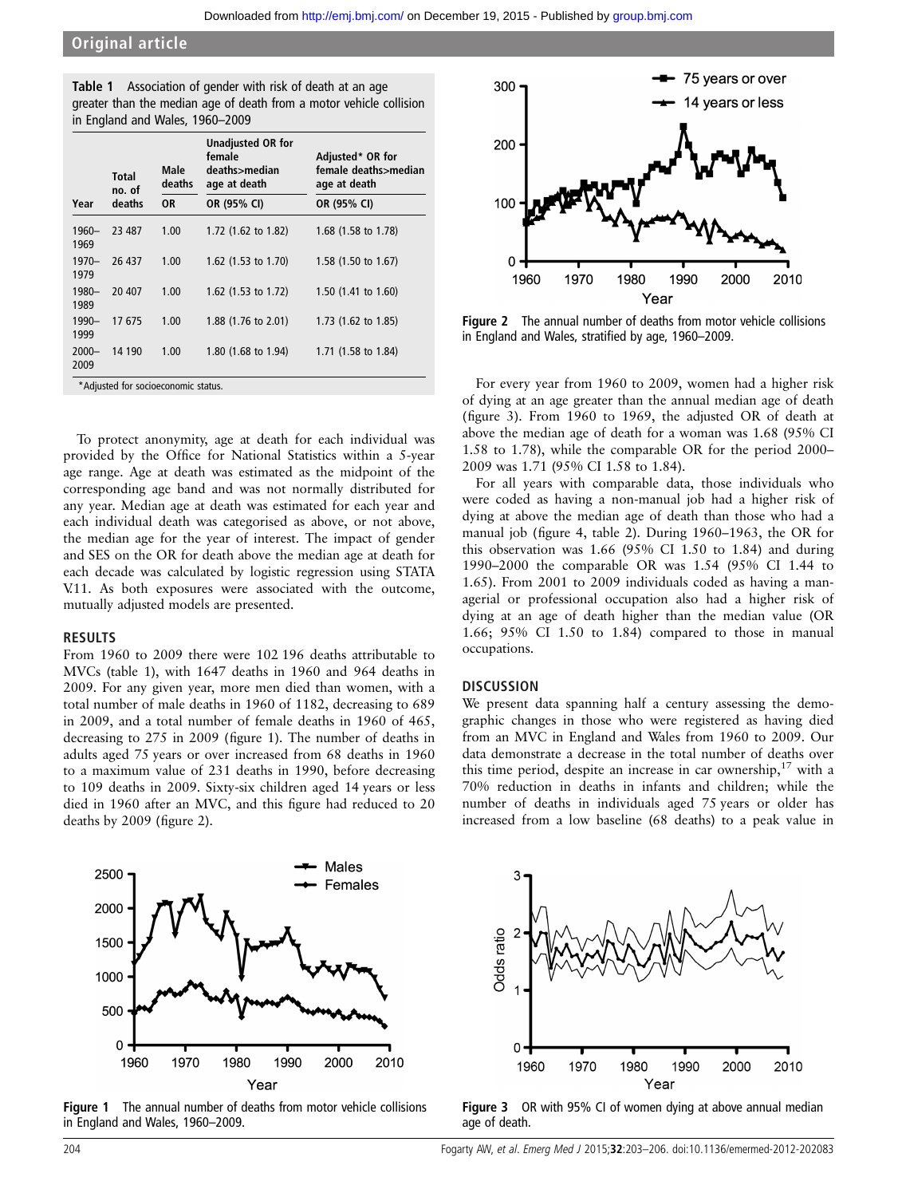**Table 1** Association of gender with risk of death at an age greater than the median age of death from a motor vehicle collision in England and Wales, 1960–2009

| Year | Total no. of deaths | Male deaths | Unadjusted OR for female deaths>median age at death | Adjusted* OR for female deaths>median age at death |
|---|---|---|---|---|
| | | OR | OR (95% CI) | OR (95% CI) |
| 1960–1969 | 23 487 | 1.00 | 1.72 (1.62 to 1.82) | 1.68 (1.58 to 1.78) |
| 1970–1979 | 26 437 | 1.00 | 1.62 (1.53 to 1.70) | 1.58 (1.50 to 1.67) |
| 1980–1989 | 20 407 | 1.00 | 1.62 (1.53 to 1.72) | 1.50 (1.41 to 1.60) |
| 1990–1999 | 17 675 | 1.00 | 1.88 (1.76 to 2.01) | 1.73 (1.62 to 1.85) |
| 2000–2009 | 14 190 | 1.00 | 1.80 (1.68 to 1.94) | 1.71 (1.58 to 1.84) |

*Adjusted for socioeconomic status.

To protect anonymity, age at death for each individual was provided by the Office for National Statistics within a 5-year age range. Age at death was estimated as the midpoint of the corresponding age band and was not normally distributed for any year. Median age at death was estimated for each year and each individual death was categorised as above, or not above, the median age for the year of interest. The impact of gender and SES on the OR for death above the median age at death for each decade was calculated by logistic regression using STATA V.11. As both exposures were associated with the outcome, mutually adjusted models are presented.

## RESULTS

From 1960 to 2009 there were 102 196 deaths attributable to MVCs (table 1), with 1647 deaths in 1960 and 964 deaths in 2009. For any given year, more men died than women, with a total number of male deaths in 1960 of 1182, decreasing to 689 in 2009, and a total number of female deaths in 1960 of 465, decreasing to 275 in 2009 (figure 1). The number of deaths in adults aged 75 years or over increased from 68 deaths in 1960 to a maximum value of 231 deaths in 1990, before decreasing to 109 deaths in 2009. Sixty-six children aged 14 years or less died in 1960 after an MVC, and this figure had reduced to 20 deaths by 2009 (figure 2).

**Figure 1** The annual number of deaths from motor vehicle collisions in England and Wales, 1960–2009.

**Figure 2** The annual number of deaths from motor vehicle collisions in England and Wales, stratified by age, 1960–2009.

For every year from 1960 to 2009, women had a higher risk of dying at an age greater than the annual median age of death (figure 3). From 1960 to 1969, the adjusted OR of death at above the median age of death for a woman was 1.68 (95% CI 1.58 to 1.78), while the comparable OR for the period 2000–2009 was 1.71 (95% CI 1.58 to 1.84).

For all years with comparable data, those individuals who were coded as having a non-manual job had a higher risk of dying at above the median age of death than those who had a manual job (figure 4, table 2). During 1960–1963, the OR for this observation was 1.66 (95% CI 1.50 to 1.84) and during 1990–2000 the comparable OR was 1.54 (95% CI 1.44 to 1.65). From 2001 to 2009 individuals coded as having a managerial or professional occupation also had a higher risk of dying at an age of death higher than the median value (OR 1.66; 95% CI 1.50 to 1.84) compared to those in manual occupations.

## DISCUSSION

We present data spanning half a century assessing the demographic changes in those who were registered as having died from an MVC in England and Wales from 1960 to 2009. Our data demonstrate a decrease in the total number of deaths over this time period, despite an increase in car ownership,[17] with a 70% reduction in deaths in infants and children; while the number of deaths in individuals aged 75 years or older has increased from a low baseline (68 deaths) to a peak value in

**Figure 3** OR with 95% CI of women dying at above annual median age of death.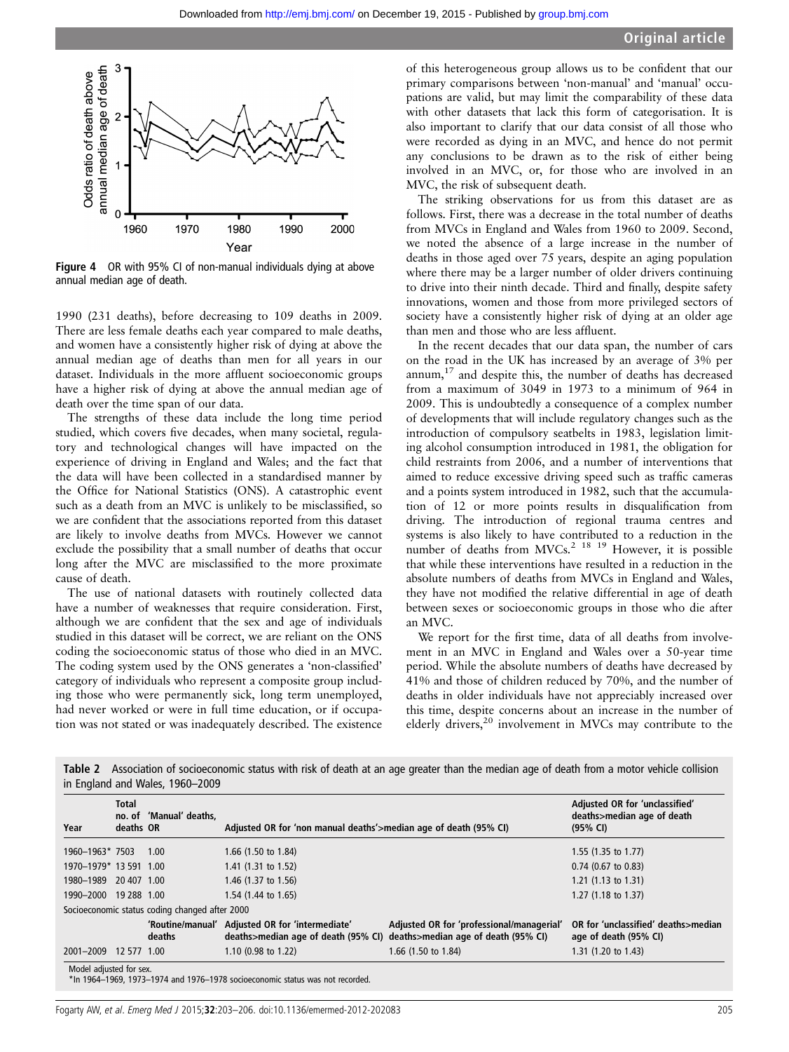Figure 4 OR with 95% CI of non-manual individuals dying at above annual median age of death.

1990 (231 deaths), before decreasing to 109 deaths in 2009. There are less female deaths each year compared to male deaths, and women have a consistently higher risk of dying at above the annual median age of deaths than men for all years in our dataset. Individuals in the more affluent socioeconomic groups have a higher risk of dying at above the annual median age of death over the time span of our data.

The strengths of these data include the long time period studied, which covers five decades, when many societal, regulatory and technological changes will have impacted on the experience of driving in England and Wales; and the fact that the data will have been collected in a standardised manner by the Office for National Statistics (ONS). A catastrophic event such as a death from an MVC is unlikely to be misclassified, so we are confident that the associations reported from this dataset are likely to involve deaths from MVCs. However we cannot exclude the possibility that a small number of deaths that occur long after the MVC are misclassified to the more proximate cause of death.

The use of national datasets with routinely collected data have a number of weaknesses that require consideration. First, although we are confident that the sex and age of individuals studied in this dataset will be correct, we are reliant on the ONS coding the socioeconomic status of those who died in an MVC. The coding system used by the ONS generates a 'non-classified' category of individuals who represent a composite group including those who were permanently sick, long term unemployed, had never worked or were in full time education, or if occupation was not stated or was inadequately described. The existence of this heterogeneous group allows us to be confident that our primary comparisons between 'non-manual' and 'manual' occupations are valid, but may limit the comparability of these data with other datasets that lack this form of categorisation. It is also important to clarify that our data consist of all those who were recorded as dying in an MVC, and hence do not permit any conclusions to be drawn as to the risk of either being involved in an MVC, or, for those who are involved in an MVC, the risk of subsequent death.

The striking observations for us from this dataset are as follows. First, there was a decrease in the total number of deaths from MVCs in England and Wales from 1960 to 2009. Second, we noted the absence of a large increase in the number of deaths in those aged over 75 years, despite an aging population where there may be a larger number of older drivers continuing to drive into their ninth decade. Third and finally, despite safety innovations, women and those from more privileged sectors of society have a consistently higher risk of dying at an older age than men and those who are less affluent.

In the recent decades that our data span, the number of cars on the road in the UK has increased by an average of 3% per annum,[17] and despite this, the number of deaths has decreased from a maximum of 3049 in 1973 to a minimum of 964 in 2009. This is undoubtedly a consequence of a complex number of developments that will include regulatory changes such as the introduction of compulsory seatbelts in 1983, legislation limiting alcohol consumption introduced in 1981, the obligation for child restraints from 2006, and a number of interventions that aimed to reduce excessive driving speed such as traffic cameras and a points system introduced in 1982, such that the accumulation of 12 or more points results in disqualification from driving. The introduction of regional trauma centres and systems is also likely to have contributed to a reduction in the number of deaths from MVCs.[2 18 19] However, it is possible that while these interventions have resulted in a reduction in the absolute numbers of deaths from MVCs in England and Wales, they have not modified the relative differential in age of death between sexes or socioeconomic groups in those who die after an MVC.

We report for the first time, data of all deaths from involvement in an MVC in England and Wales over a 50-year time period. While the absolute numbers of deaths have decreased by 41% and those of children reduced by 70%, and the number of deaths in older individuals have not appreciably increased over this time, despite concerns about an increase in the number of elderly drivers,[20] involvement in MVCs may contribute to the

**Table 2** Association of socioeconomic status with risk of death at an age greater than the median age of death from a motor vehicle collision in England and Wales, 1960–2009

| Year | Total no. of deaths | 'Manual' deaths, OR | Adjusted OR for 'non manual deaths'>median age of death (95% CI) | | Adjusted OR for 'unclassified' deaths>median age of death (95% CI) |
|---|---|---|---|---|---|
| 1960–1963* | 7503 | 1.00 | 1.66 (1.50 to 1.84) | | 1.55 (1.35 to 1.77) |
| 1970–1979* | 13 591 | 1.00 | 1.41 (1.31 to 1.52) | | 0.74 (0.67 to 0.83) |
| 1980–1989 | 20 407 | 1.00 | 1.46 (1.37 to 1.56) | | 1.21 (1.13 to 1.31) |
| 1990–2000 | 19 288 | 1.00 | 1.54 (1.44 to 1.65) | | 1.27 (1.18 to 1.37) |
| Socioeconomic status coding changed after 2000 | | | | | |
| | | 'Routine/manual' deaths | Adjusted OR for 'intermediate' deaths>median age of death (95% CI) | Adjusted OR for 'professional/managerial' deaths>median age of death (95% CI) | OR for 'unclassified' deaths>median age of death (95% CI) |
| 2001–2009 | 12 577 | 1.00 | 1.10 (0.98 to 1.22) | 1.66 (1.50 to 1.84) | 1.31 (1.20 to 1.43) |

Model adjusted for sex.
*In 1964–1969, 1973–1974 and 1976–1978 socioeconomic status was not recorded.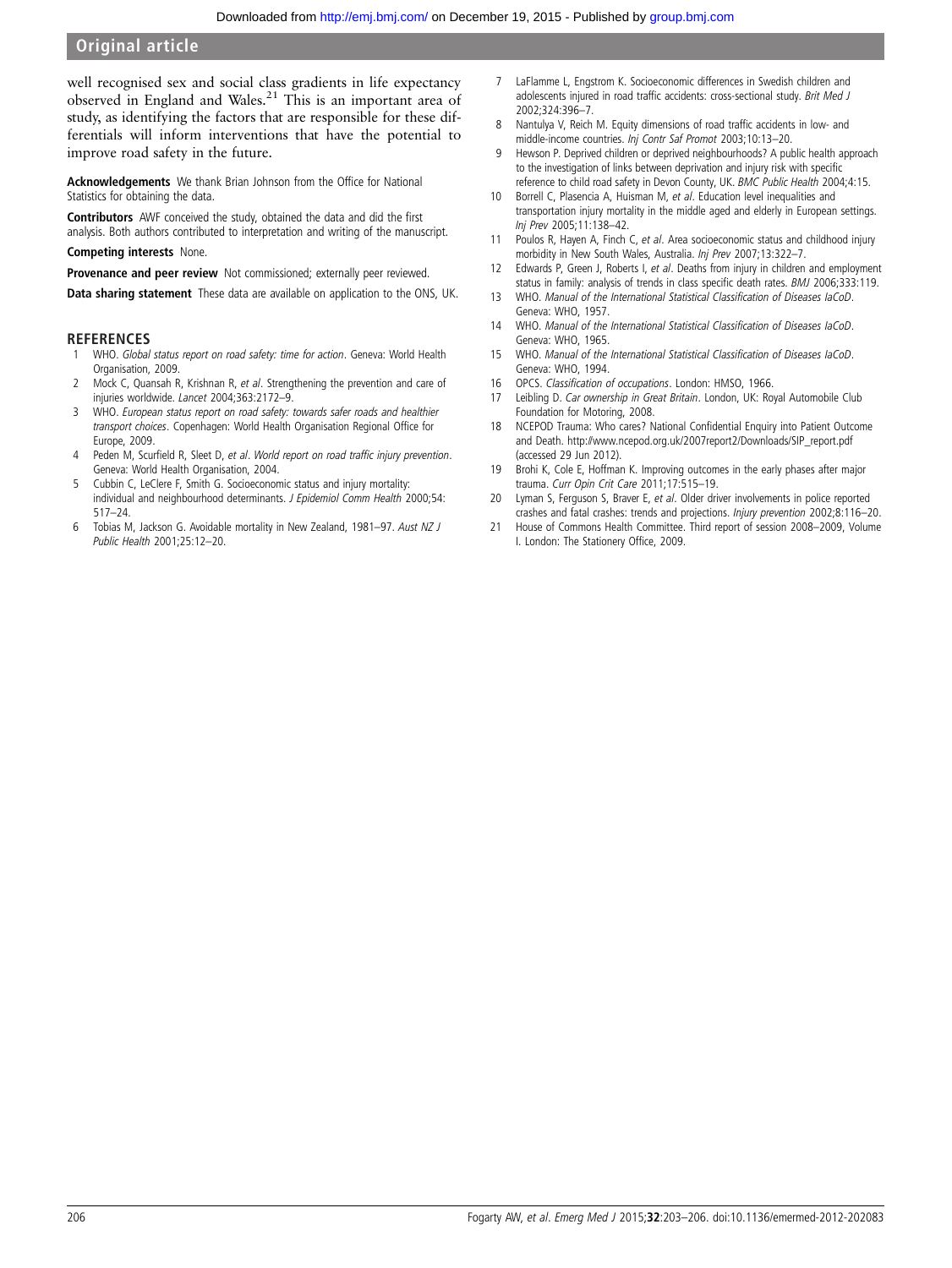well recognised sex and social class gradients in life expectancy observed in England and Wales.[21] This is an important area of study, as identifying the factors that are responsible for these differentials will inform interventions that have the potential to improve road safety in the future.

**Acknowledgements** We thank Brian Johnson from the Office for National Statistics for obtaining the data.

**Contributors** AWF conceived the study, obtained the data and did the first analysis. Both authors contributed to interpretation and writing of the manuscript.

**Competing interests** None.

**Provenance and peer review** Not commissioned; externally peer reviewed.

**Data sharing statement** These data are available on application to the ONS, UK.

## REFERENCES

1. WHO. *Global status report on road safety: time for action*. Geneva: World Health Organisation, 2009.
2. Mock C, Quansah R, Krishnan R, *et al*. Strengthening the prevention and care of injuries worldwide. *Lancet* 2004;363:2172–9.
3. WHO. *European status report on road safety: towards safer roads and healthier transport choices*. Copenhagen: World Health Organisation Regional Office for Europe, 2009.
4. Peden M, Scurfield R, Sleet D, *et al*. *World report on road traffic injury prevention*. Geneva: World Health Organisation, 2004.
5. Cubbin C, LeClere F, Smith G. Socioeconomic status and injury mortality: individual and neighbourhood determinants. *J Epidemiol Comm Health* 2000;54: 517–24.
6. Tobias M, Jackson G. Avoidable mortality in New Zealand, 1981–97. *Aust NZ J Public Health* 2001;25:12–20.
7. LaFlamme L, Engstrom K. Socioeconomic differences in Swedish children and adolescents injured in road traffic accidents: cross-sectional study. *Brit Med J* 2002;324:396–7.
8. Nantulya V, Reich M. Equity dimensions of road traffic accidents in low- and middle-income countries. *Inj Contr Saf Promot* 2003;10:13–20.
9. Hewson P. Deprived children or deprived neighbourhoods? A public health approach to the investigation of links between deprivation and injury risk with specific reference to child road safety in Devon County, UK. *BMC Public Health* 2004;4:15.
10. Borrell C, Plasencia A, Huisman M, *et al*. Education level inequalities and transportation injury mortality in the middle aged and elderly in European settings. *Inj Prev* 2005;11:138–42.
11. Poulos R, Hayen A, Finch C, *et al*. Area socioeconomic status and childhood injury morbidity in New South Wales, Australia. *Inj Prev* 2007;13:322–7.
12. Edwards P, Green J, Roberts I, *et al*. Deaths from injury in children and employment status in family: analysis of trends in class specific death rates. *BMJ* 2006;333:119.
13. WHO. *Manual of the International Statistical Classification of Diseases IaCoD*. Geneva: WHO, 1957.
14. WHO. *Manual of the International Statistical Classification of Diseases IaCoD*. Geneva: WHO, 1965.
15. WHO. *Manual of the International Statistical Classification of Diseases IaCoD*. Geneva: WHO, 1994.
16. OPCS. *Classification of occupations*. London: HMSO, 1966.
17. Leibling D. *Car ownership in Great Britain*. London, UK: Royal Automobile Club Foundation for Motoring, 2008.
18. NCEPOD Trauma: Who cares? National Confidential Enquiry into Patient Outcome and Death. http://www.ncepod.org.uk/2007report2/Downloads/SIP_report.pdf (accessed 29 Jun 2012).
19. Brohi K, Cole E, Hoffman K. Improving outcomes in the early phases after major trauma. *Curr Opin Crit Care* 2011;17:515–19.
20. Lyman S, Ferguson S, Braver E, *et al*. Older driver involvements in police reported crashes and fatal crashes: trends and projections. *Injury prevention* 2002;8:116–20.
21. House of Commons Health Committee. Third report of session 2008–2009, Volume I. London: The Stationery Office, 2009.